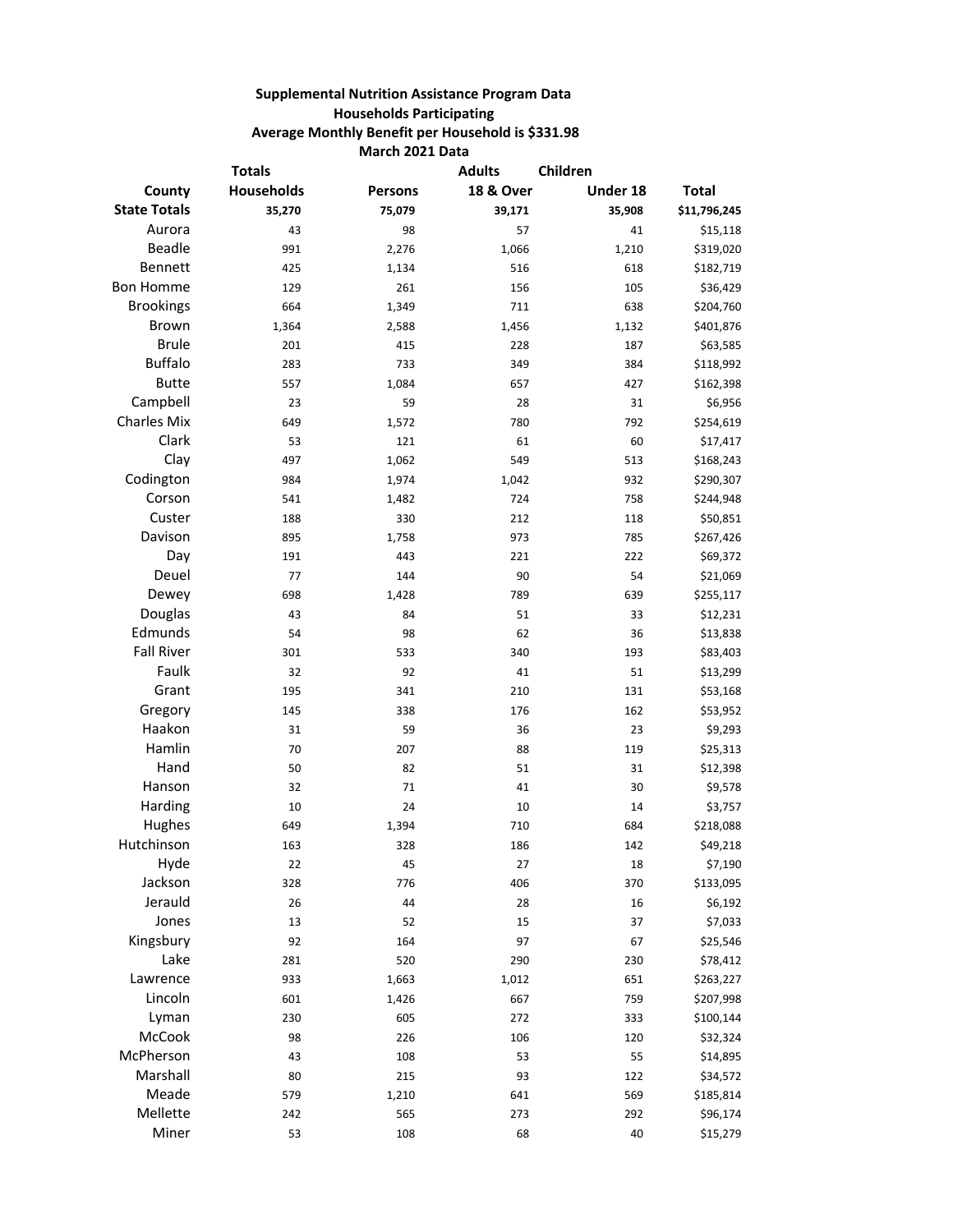**Supplemental Nutrition Assistance Program Data**

**Households Participating**

**Average Monthly Benefit per Household is $331.98**

**March 2021 Data**

| | Totals | | Adults | Children | |
|---|---|---|---|---|---|
| County | Households | Persons | 18 & Over | Under 18 | Total |
| **State Totals** | **35,270** | **75,079** | **39,171** | **35,908** | **$11,796,245** |
| Aurora | 43 | 98 | 57 | 41 | $15,118 |
| Beadle | 991 | 2,276 | 1,066 | 1,210 | $319,020 |
| Bennett | 425 | 1,134 | 516 | 618 | $182,719 |
| Bon Homme | 129 | 261 | 156 | 105 | $36,429 |
| Brookings | 664 | 1,349 | 711 | 638 | $204,760 |
| Brown | 1,364 | 2,588 | 1,456 | 1,132 | $401,876 |
| Brule | 201 | 415 | 228 | 187 | $63,585 |
| Buffalo | 283 | 733 | 349 | 384 | $118,992 |
| Butte | 557 | 1,084 | 657 | 427 | $162,398 |
| Campbell | 23 | 59 | 28 | 31 | $6,956 |
| Charles Mix | 649 | 1,572 | 780 | 792 | $254,619 |
| Clark | 53 | 121 | 61 | 60 | $17,417 |
| Clay | 497 | 1,062 | 549 | 513 | $168,243 |
| Codington | 984 | 1,974 | 1,042 | 932 | $290,307 |
| Corson | 541 | 1,482 | 724 | 758 | $244,948 |
| Custer | 188 | 330 | 212 | 118 | $50,851 |
| Davison | 895 | 1,758 | 973 | 785 | $267,426 |
| Day | 191 | 443 | 221 | 222 | $69,372 |
| Deuel | 77 | 144 | 90 | 54 | $21,069 |
| Dewey | 698 | 1,428 | 789 | 639 | $255,117 |
| Douglas | 43 | 84 | 51 | 33 | $12,231 |
| Edmunds | 54 | 98 | 62 | 36 | $13,838 |
| Fall River | 301 | 533 | 340 | 193 | $83,403 |
| Faulk | 32 | 92 | 41 | 51 | $13,299 |
| Grant | 195 | 341 | 210 | 131 | $53,168 |
| Gregory | 145 | 338 | 176 | 162 | $53,952 |
| Haakon | 31 | 59 | 36 | 23 | $9,293 |
| Hamlin | 70 | 207 | 88 | 119 | $25,313 |
| Hand | 50 | 82 | 51 | 31 | $12,398 |
| Hanson | 32 | 71 | 41 | 30 | $9,578 |
| Harding | 10 | 24 | 10 | 14 | $3,757 |
| Hughes | 649 | 1,394 | 710 | 684 | $218,088 |
| Hutchinson | 163 | 328 | 186 | 142 | $49,218 |
| Hyde | 22 | 45 | 27 | 18 | $7,190 |
| Jackson | 328 | 776 | 406 | 370 | $133,095 |
| Jerauld | 26 | 44 | 28 | 16 | $6,192 |
| Jones | 13 | 52 | 15 | 37 | $7,033 |
| Kingsbury | 92 | 164 | 97 | 67 | $25,546 |
| Lake | 281 | 520 | 290 | 230 | $78,412 |
| Lawrence | 933 | 1,663 | 1,012 | 651 | $263,227 |
| Lincoln | 601 | 1,426 | 667 | 759 | $207,998 |
| Lyman | 230 | 605 | 272 | 333 | $100,144 |
| McCook | 98 | 226 | 106 | 120 | $32,324 |
| McPherson | 43 | 108 | 53 | 55 | $14,895 |
| Marshall | 80 | 215 | 93 | 122 | $34,572 |
| Meade | 579 | 1,210 | 641 | 569 | $185,814 |
| Mellette | 242 | 565 | 273 | 292 | $96,174 |
| Miner | 53 | 108 | 68 | 40 | $15,279 |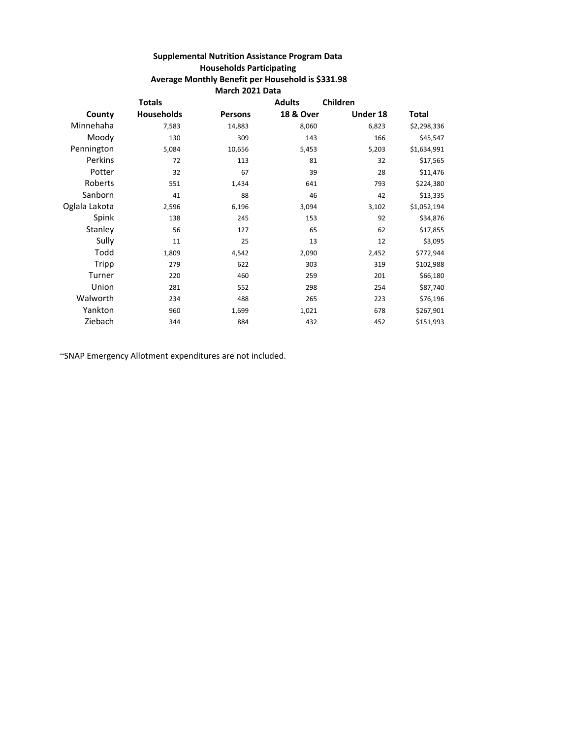**Supplemental Nutrition Assistance Program Data**
**Households Participating**
**Average Monthly Benefit per Household is $331.98**
**March 2021 Data**

| | Totals | | Adults | Children | |
|---|---|---|---|---|---|
| **County** | **Households** | **Persons** | **18 & Over** | **Under 18** | **Total** |
| Minnehaha | 7,583 | 14,883 | 8,060 | 6,823 | $2,298,336 |
| Moody | 130 | 309 | 143 | 166 | $45,547 |
| Pennington | 5,084 | 10,656 | 5,453 | 5,203 | $1,634,991 |
| Perkins | 72 | 113 | 81 | 32 | $17,565 |
| Potter | 32 | 67 | 39 | 28 | $11,476 |
| Roberts | 551 | 1,434 | 641 | 793 | $224,380 |
| Sanborn | 41 | 88 | 46 | 42 | $13,335 |
| Oglala Lakota | 2,596 | 6,196 | 3,094 | 3,102 | $1,052,194 |
| Spink | 138 | 245 | 153 | 92 | $34,876 |
| Stanley | 56 | 127 | 65 | 62 | $17,855 |
| Sully | 11 | 25 | 13 | 12 | $3,095 |
| Todd | 1,809 | 4,542 | 2,090 | 2,452 | $772,944 |
| Tripp | 279 | 622 | 303 | 319 | $102,988 |
| Turner | 220 | 460 | 259 | 201 | $66,180 |
| Union | 281 | 552 | 298 | 254 | $87,740 |
| Walworth | 234 | 488 | 265 | 223 | $76,196 |
| Yankton | 960 | 1,699 | 1,021 | 678 | $267,901 |
| Ziebach | 344 | 884 | 432 | 452 | $151,993 |

~SNAP Emergency Allotment expenditures are not included.